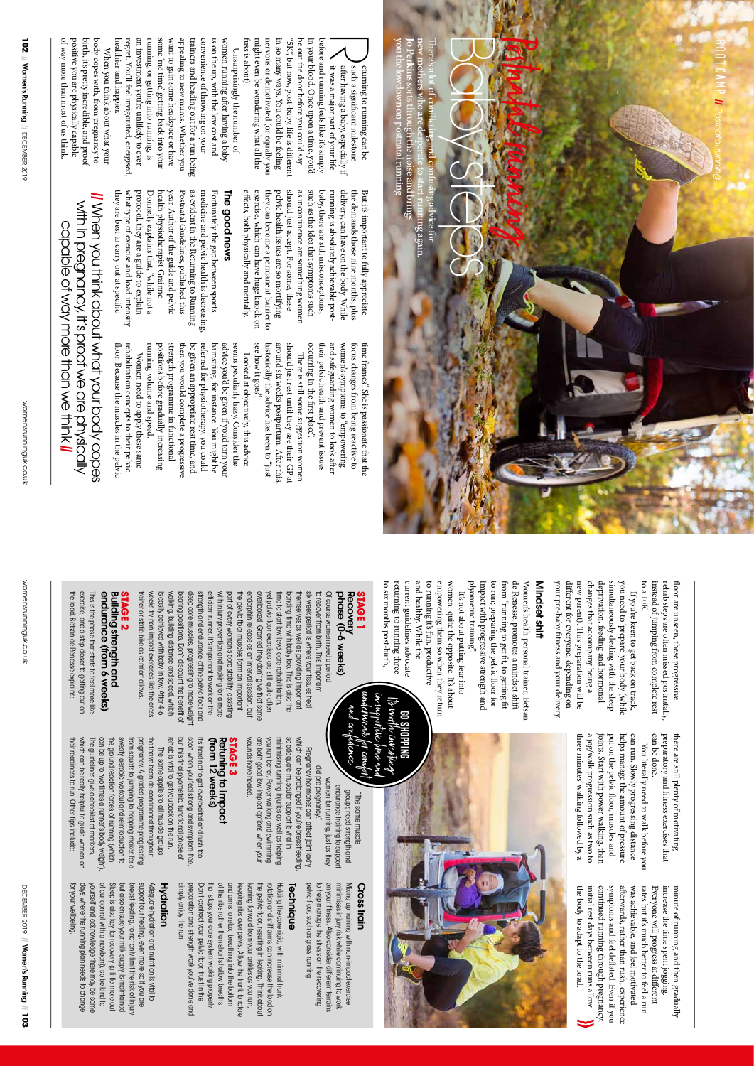BOOTCAMP // Postnatal running

# Postnatal running Baby steps

There's a lot of conflicting and confusing advice for new mothers who are desperate to start running again. **Jo Perkins** sorts through the noise and brings you the lowdown on postnatal running

Returning to running can be such a significant milestone after having a baby, especially if it was a major part of your life before and running feels like it's simply in your blood. Once upon a time, you'd be out the door before you could say "5K", but now, post-baby, life is different in so many ways. You could be feeling nervous or demotivated (or equally you might even be wondering what all the fuss is about).

Unsurprisingly the number of women running after having a baby is on the up, with the low cost and convenience of throwing on your trainers and heading out for a run being appealing to new mums. Whether you want to gain some headspace or have some 'me time', getting back into your running or getting into running, is an investment you're unlikely to ever regret. You'll feel invigorated, energised, healthier and happier.

When you think about what your body copes with, from pregnancy to birth, it's pretty incredible, and proof positive you are physically capable of way more than most of us think.

But it's important to fully appreciate the demands those nine months, plus delivery, can have on the body. While running is absolutely achievable post-baby, there are still misconceptions, such as the idea that symptoms such as incontinence are something women should just accept. For some, these pelvic health issues are so mortifying they can become a permanent barrier to exercise, which can have huge knock on effects, both physically and mentally.

## The good news

Fortunately the gap between sports medicine and pelvic health is decreasing, as evident in the Returning to Running Postnatal Guidelines, published this year. Author of the guide and pelvic health physiotherapist Grainne Donnelly explains that, "while not a protocol, they are a guide to explain what type of exercise and load intensity they are best to carry out at specific time frames". She is passionate that the focus changes from being reactive to women's symptoms to "empowering and safeguarding women to look after their pelvic health and prevent issues occurring in the first place".

There is still some suggestion women should just rest until they see their GP at around six weeks postpartum. After this, historically the advice has been to "just see how it goes".

Looked at objectively, this advice seems peculiarly hazy. Consider the advice you'd be given if you'd torn your hamstring, for instance. You might be referred for physiotherapy, you could be given an appropriate rest time, and then you would complete a progressive strength programme in functional positions before gradually increasing running volume and speed.

Women need to apply these same rehabilitation concepts to their pelvic floor. Because the muscles in the pelvic floor are unseen, these progressive rehab steps are often missed postnatally, instead of jumping from complete rest to a 10K.

> // When you think about what your body copes with in pregnancy, it's proof we are physically capable of way more than we think //

If you're keen to get back on track, you need to 'prepare' your body (while simultaneously dealing with the sleep deprivation, feeding and hormonal changes that accompany being a new parent). This preparation will be different for everyone, depending on your pre-baby fitness and your delivery.

## Mindset shift

Women's health personal trainer, Betsan de Renesse, promotes a mindset shift from "running to get fit, to getting fit to run; preparing the pelvic floor for impact with progressive strength and plyometric training".

It's not about putting fear into women; quite the opposite. It's about empowering them so when they return to running it's fun, productive and healthy. While the current guidelines advocate returning to running three to six months post-birth, there are still plenty of motivating preparatory and fitness exercises that can be done.

You literally need to walk before you can run. Slowly progressing distance helps manage the amount of pressure put on the pelvic floor, muscles and joints. Start with power walking, then a jog/walk progression such as two to three minutes' walking followed by a minute of running and then gradually increase the time spent jogging.

Everyone will progress at different rates but it's much better to feel a run was achievable, and feel motivated afterwards, rather than rush, experience symptoms and feel deflated. Even if you continued running through pregnancy, initial rest days between runs allow the body to adapt to the load. »

**GO SHOPPING**
Kit worth investing in: supportive bras and underwear for comfort and confidence

### STAGE 1
### Recovery phase (0-6 weeks)

Of course women need a period to recover from birth. It's important six weeks is spent allowing your tissues to heal as this is where the foundations are laid. Breathing and bonding time with baby is so important. This is also the time to start low-level core rehabilitation, yet pelvic floor exercises are still quite often overlooked. Granted they don't give that same endorphin release as an interval session, but the pelvic floor muscles form an important part of every woman's core stability, assisting with injury prevention and making for a more efficient runner. It's important to work on the strength and endurance of the pelvic floor and deep core muscles, progressing to more weight bearing positions. Don't discount the benefit of walking, building distance and speed, which is easily achieved with baby in tow. After 4-6 weeks try non-impact exercises like the cross trainer or static bike as comfort allows.

### STAGE 2
### Building strength and endurance (from 6 weeks)

This is the phase that starts to feel more like exercise, and a step closer to getting out on the road. Betsan de Renesse explains: "The same muscle groups need strength and endurance training to support women for running, just as they did pre-pregnancy."

Pregnancy hormones can affect joint laxity, which can be prolonged if you're breastfeeding, so side-lying and single-leg exercises are an important part of helping to prevent injury. Exercises such as lunges help your run, as well as helping your overall fitness. Power walking and swimming are both good low-impact options when your wounds have healed.

### STAGE 3
### Returning to impact (from 12 weeks)

It's hard not to get overexcited and rush too soon when you feel strong and symptom-free, but this final plyometric, functional phase of rehab is vital to get you back on the run.

The same applies to all muscle groups that have been de-conditioned throughout pregnancy. A graded programme progressing from squats to jumping to hopping makes for a sweaty aerobic workout and reintroduction to the ground reaction forces of running (which can be up to two times a runner's body weight).

The guidelines give a checklist of markers, which can be really helpful to guide women on their readiness to run. Other tips include:

### Cross train

Mixing up training with non-impact exercise minimises injury risk while continuing to work on your fitness. Also consider different terrains to help manage the stress on the recovering pelvic floor, such as grass running.

### Technique

Holding the core rigid, with minimal trunk rotation and stiff arms can increase the load on the pelvic floor, resulting in leaking. Think about leaning forward from your ankles as you run, keeping ribs over pelvis. Allow the trunk to rotate and arms to relax, breathing into the bottom of the ribs rather than short shallow breaths that stops your core system working properly. Don't contract your pelvic floor, trust in the preparation and strength work you've done and simply enjoy the run.

### Hydration

Adequate hydration and nutrition is vital to support your healing, even more so if you are breast feeding, to not only limit the risk of injury but also ensure your milk supply is maintained. Sleep is also key for recovery (a little more out of our control with a newborn), so be kind to yourself and acknowledge there may be some days where the running plan needs to change for your wellbeing.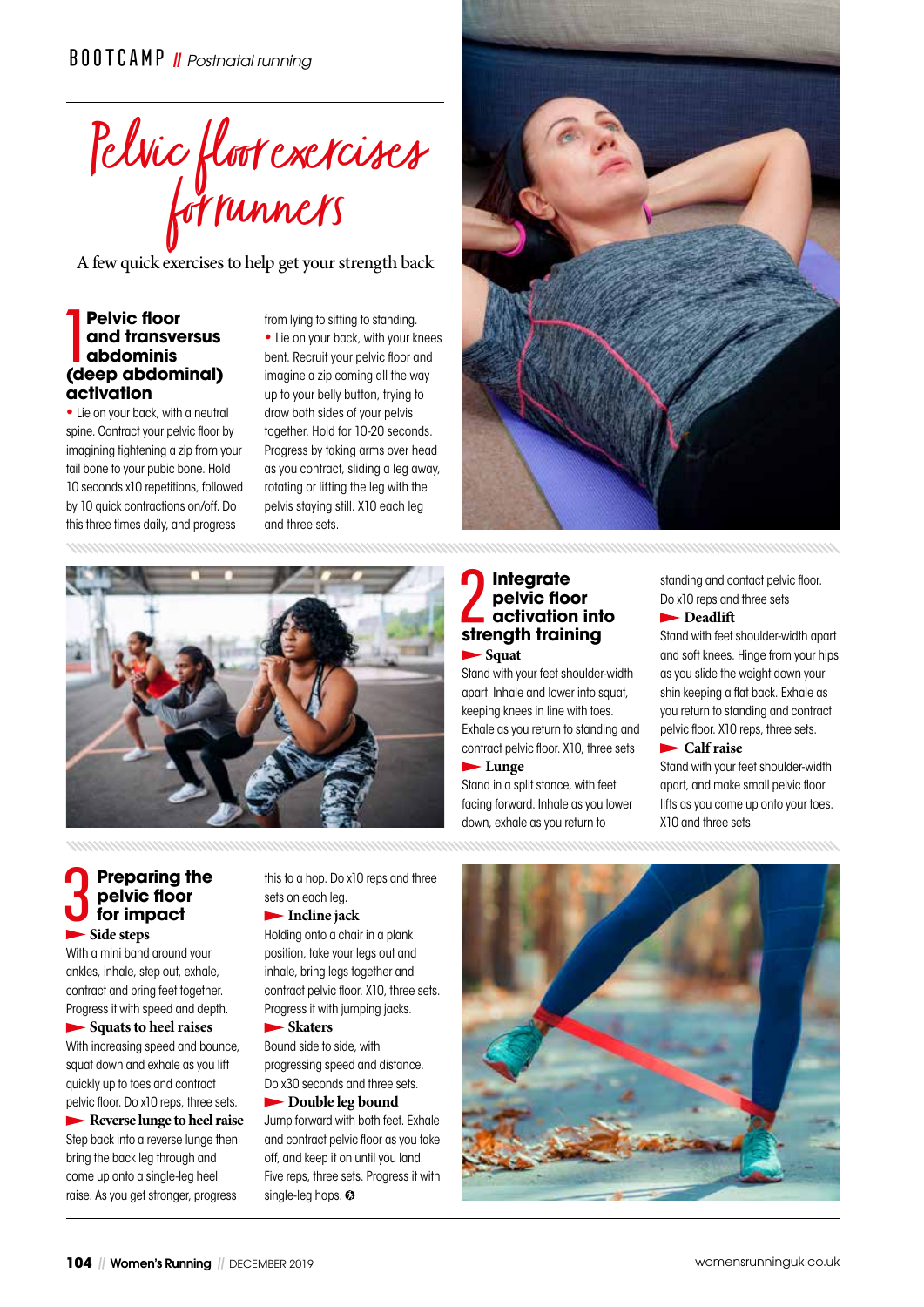# Pelvic floor exercises for runners

A few quick exercises to help get your strength back

## 1 Pelvic floor and transversus abdominis (deep abdominal) activation

- Lie on your back, with a neutral spine. Contract your pelvic floor by imagining tightening a zip from your tail bone to your pubic bone. Hold 10 seconds x10 repetitions, followed by 10 quick contractions on/off. Do this three times daily, and progress from lying to sitting to standing.
- Lie on your back, with your knees bent. Recruit your pelvic floor and imagine a zip coming all the way up to your belly button, trying to draw both sides of your pelvis together. Hold for 10-20 seconds. Progress by taking arms over head as you contract, sliding a leg away, rotating or lifting the leg with the pelvis staying still. X10 each leg and three sets.

## 2 Integrate pelvic floor activation into strength training

**Squat**
Stand with your feet shoulder-width apart. Inhale and lower into squat, keeping knees in line with toes. Exhale as you return to standing and contract pelvic floor. X10, three sets

**Lunge**
Stand in a split stance, with feet facing forward. Inhale as you lower down, exhale as you return to standing and contact pelvic floor. Do x10 reps and three sets

**Deadlift**
Stand with feet shoulder-width apart and soft knees. Hinge from your hips as you slide the weight down your shin keeping a flat back. Exhale as you return to standing and contract pelvic floor. X10 reps, three sets.

**Calf raise**
Stand with your feet shoulder-width apart, and make small pelvic floor lifts as you come up onto your toes. X10 and three sets.

## 3 Preparing the pelvic floor for impact

**Side steps**
With a mini band around your ankles, inhale, step out, exhale, contract and bring feet together. Progress it with speed and depth.

**Squats to heel raises**
With increasing speed and bounce, squat down and exhale as you lift quickly up to toes and contract pelvic floor. Do x10 reps, three sets.

**Reverse lunge to heel raise**
Step back into a reverse lunge then bring the back leg through and come up onto a single-leg heel raise. As you get stronger, progress this to a hop. Do x10 reps and three sets on each leg.

**Incline jack**
Holding onto a chair in a plank position, take your legs out and inhale, bring legs together and contract pelvic floor. X10, three sets. Progress it with jumping jacks.

**Skaters**
Bound side to side, with progressing speed and distance. Do x30 seconds and three sets.

**Double leg bound**
Jump forward with both feet. Exhale and contract pelvic floor as you take off, and keep it on until you land. Five reps, three sets. Progress it with single-leg hops.